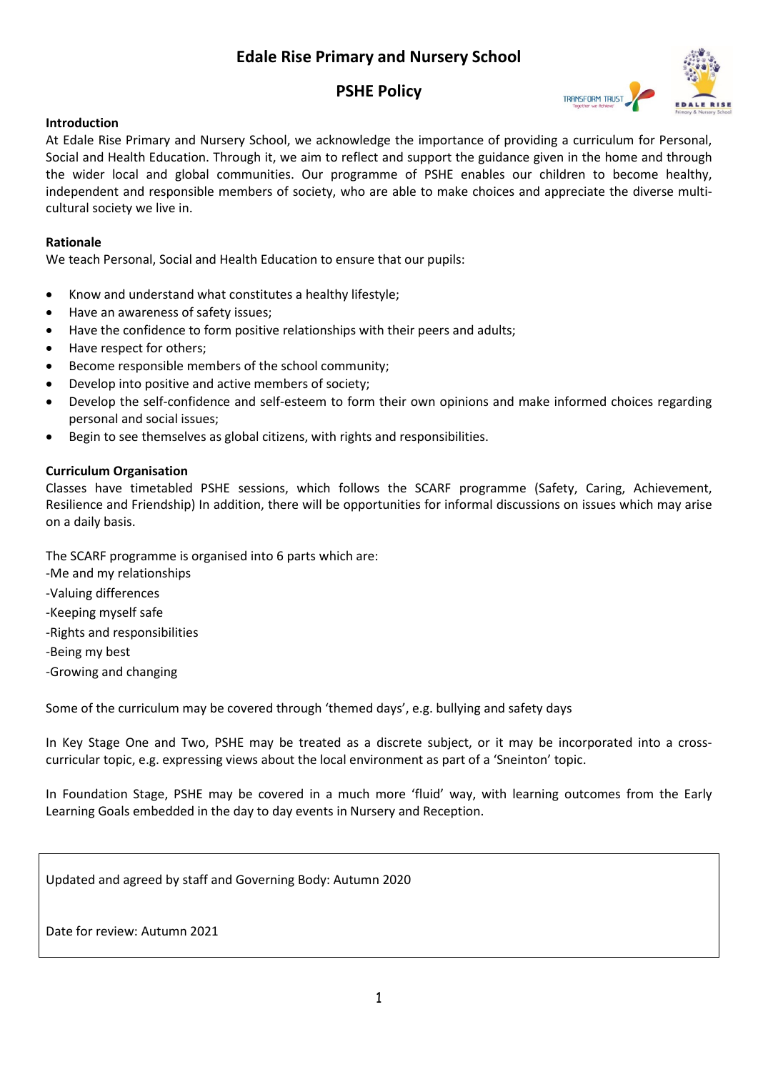# Edale Rise Primary and Nursery School

## PSHE Policy

**Introduction**

At Edale Rise Primary and Nursery School, we acknowledge the importance of providing a curriculum for Personal, Social and Health Education. Through it, we aim to reflect and support the guidance given in the home and through the wider local and global communities. Our programme of PSHE enables our children to become healthy, independent and responsible members of society, who are able to make choices and appreciate the diverse multi-cultural society we live in.

**Rationale**

We teach Personal, Social and Health Education to ensure that our pupils:

- Know and understand what constitutes a healthy lifestyle;
- Have an awareness of safety issues;
- Have the confidence to form positive relationships with their peers and adults;
- Have respect for others;
- Become responsible members of the school community;
- Develop into positive and active members of society;
- Develop the self-confidence and self-esteem to form their own opinions and make informed choices regarding personal and social issues;
- Begin to see themselves as global citizens, with rights and responsibilities.

**Curriculum Organisation**

Classes have timetabled PSHE sessions, which follows the SCARF programme (Safety, Caring, Achievement, Resilience and Friendship) In addition, there will be opportunities for informal discussions on issues which may arise on a daily basis.

The SCARF programme is organised into 6 parts which are:

-Me and my relationships
-Valuing differences
-Keeping myself safe
-Rights and responsibilities
-Being my best
-Growing and changing

Some of the curriculum may be covered through 'themed days', e.g. bullying and safety days

In Key Stage One and Two, PSHE may be treated as a discrete subject, or it may be incorporated into a cross-curricular topic, e.g. expressing views about the local environment as part of a 'Sneinton' topic.

In Foundation Stage, PSHE may be covered in a much more 'fluid' way, with learning outcomes from the Early Learning Goals embedded in the day to day events in Nursery and Reception.

Updated and agreed by staff and Governing Body: Autumn 2020

Date for review: Autumn 2021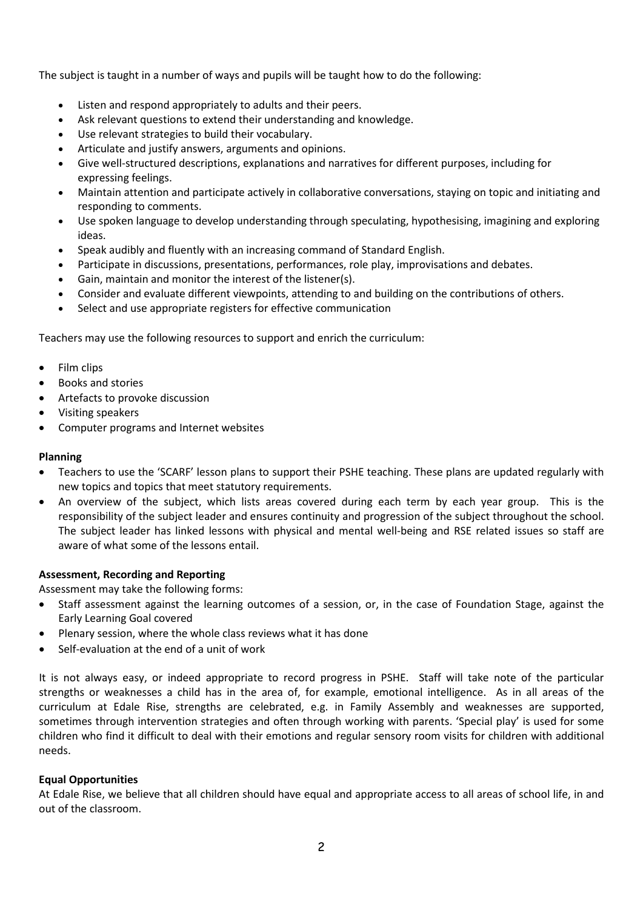The subject is taught in a number of ways and pupils will be taught how to do the following:

- Listen and respond appropriately to adults and their peers.
- Ask relevant questions to extend their understanding and knowledge.
- Use relevant strategies to build their vocabulary.
- Articulate and justify answers, arguments and opinions.
- Give well-structured descriptions, explanations and narratives for different purposes, including for expressing feelings.
- Maintain attention and participate actively in collaborative conversations, staying on topic and initiating and responding to comments.
- Use spoken language to develop understanding through speculating, hypothesising, imagining and exploring ideas.
- Speak audibly and fluently with an increasing command of Standard English.
- Participate in discussions, presentations, performances, role play, improvisations and debates.
- Gain, maintain and monitor the interest of the listener(s).
- Consider and evaluate different viewpoints, attending to and building on the contributions of others.
- Select and use appropriate registers for effective communication

Teachers may use the following resources to support and enrich the curriculum:

- Film clips
- Books and stories
- Artefacts to provoke discussion
- Visiting speakers
- Computer programs and Internet websites

**Planning**

- Teachers to use the 'SCARF' lesson plans to support their PSHE teaching. These plans are updated regularly with new topics and topics that meet statutory requirements.
- An overview of the subject, which lists areas covered during each term by each year group. This is the responsibility of the subject leader and ensures continuity and progression of the subject throughout the school. The subject leader has linked lessons with physical and mental well-being and RSE related issues so staff are aware of what some of the lessons entail.

**Assessment, Recording and Reporting**

Assessment may take the following forms:

- Staff assessment against the learning outcomes of a session, or, in the case of Foundation Stage, against the Early Learning Goal covered
- Plenary session, where the whole class reviews what it has done
- Self-evaluation at the end of a unit of work

It is not always easy, or indeed appropriate to record progress in PSHE. Staff will take note of the particular strengths or weaknesses a child has in the area of, for example, emotional intelligence. As in all areas of the curriculum at Edale Rise, strengths are celebrated, e.g. in Family Assembly and weaknesses are supported, sometimes through intervention strategies and often through working with parents. 'Special play' is used for some children who find it difficult to deal with their emotions and regular sensory room visits for children with additional needs.

**Equal Opportunities**

At Edale Rise, we believe that all children should have equal and appropriate access to all areas of school life, in and out of the classroom.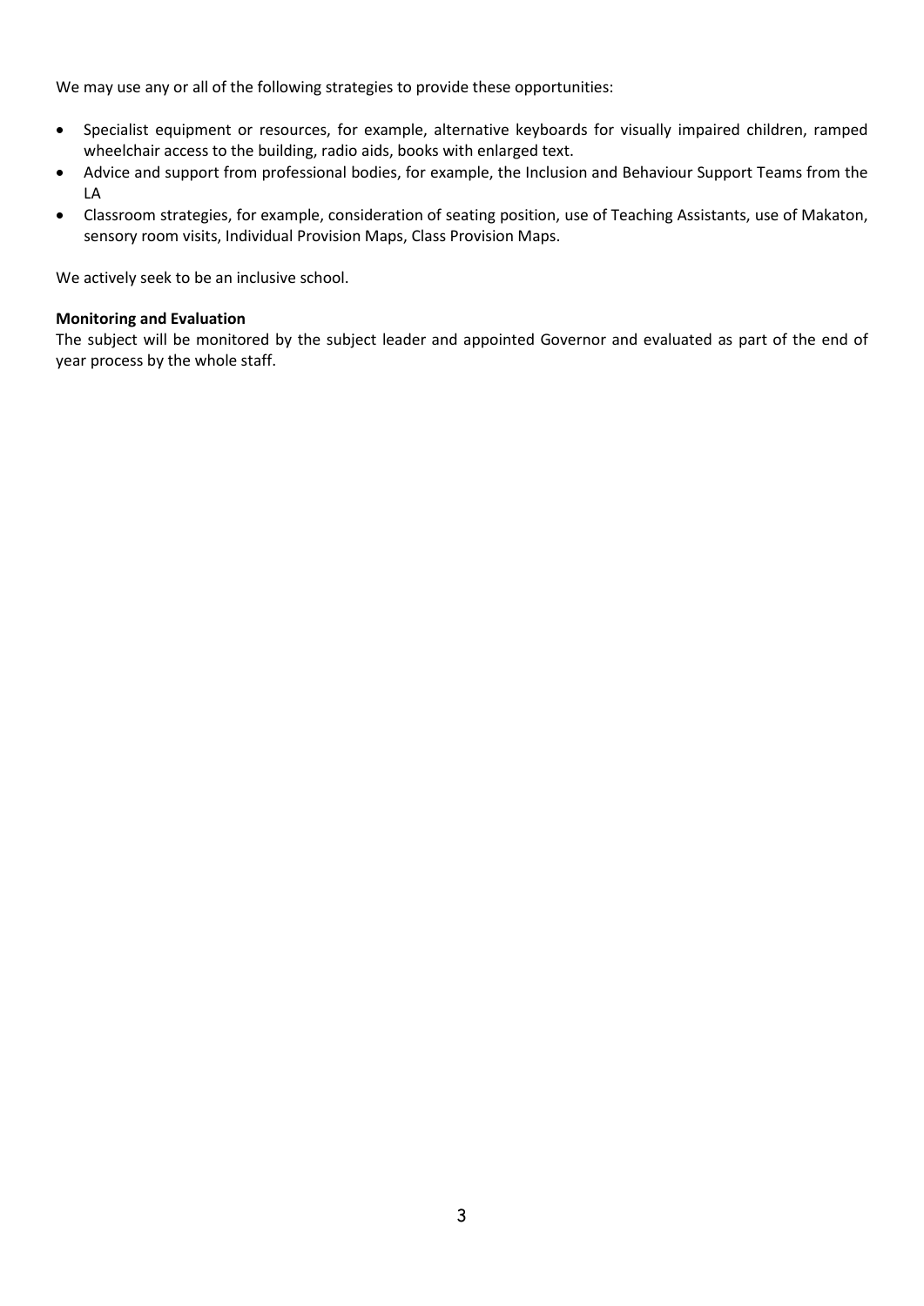We may use any or all of the following strategies to provide these opportunities:

- Specialist equipment or resources, for example, alternative keyboards for visually impaired children, ramped wheelchair access to the building, radio aids, books with enlarged text.
- Advice and support from professional bodies, for example, the Inclusion and Behaviour Support Teams from the LA
- Classroom strategies, for example, consideration of seating position, use of Teaching Assistants, use of Makaton, sensory room visits, Individual Provision Maps, Class Provision Maps.

We actively seek to be an inclusive school.

**Monitoring and Evaluation**

The subject will be monitored by the subject leader and appointed Governor and evaluated as part of the end of year process by the whole staff.